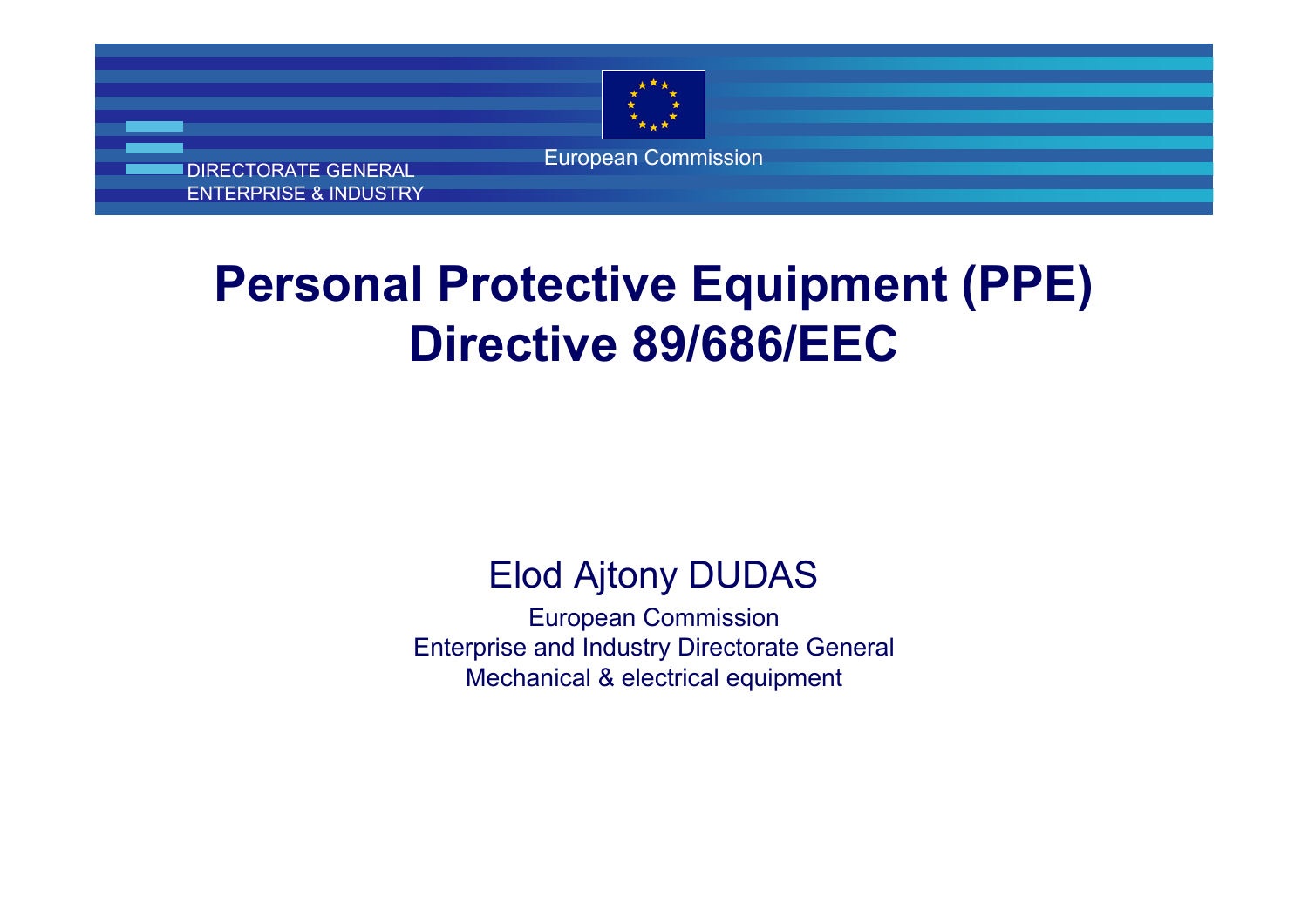DIRECTORATE GENERAL
ENTERPRISE & INDUSTRY

European Commission

# Personal Protective Equipment (PPE) Directive 89/686/EEC

Elod Ajtony DUDAS

European Commission
Enterprise and Industry Directorate General
Mechanical & electrical equipment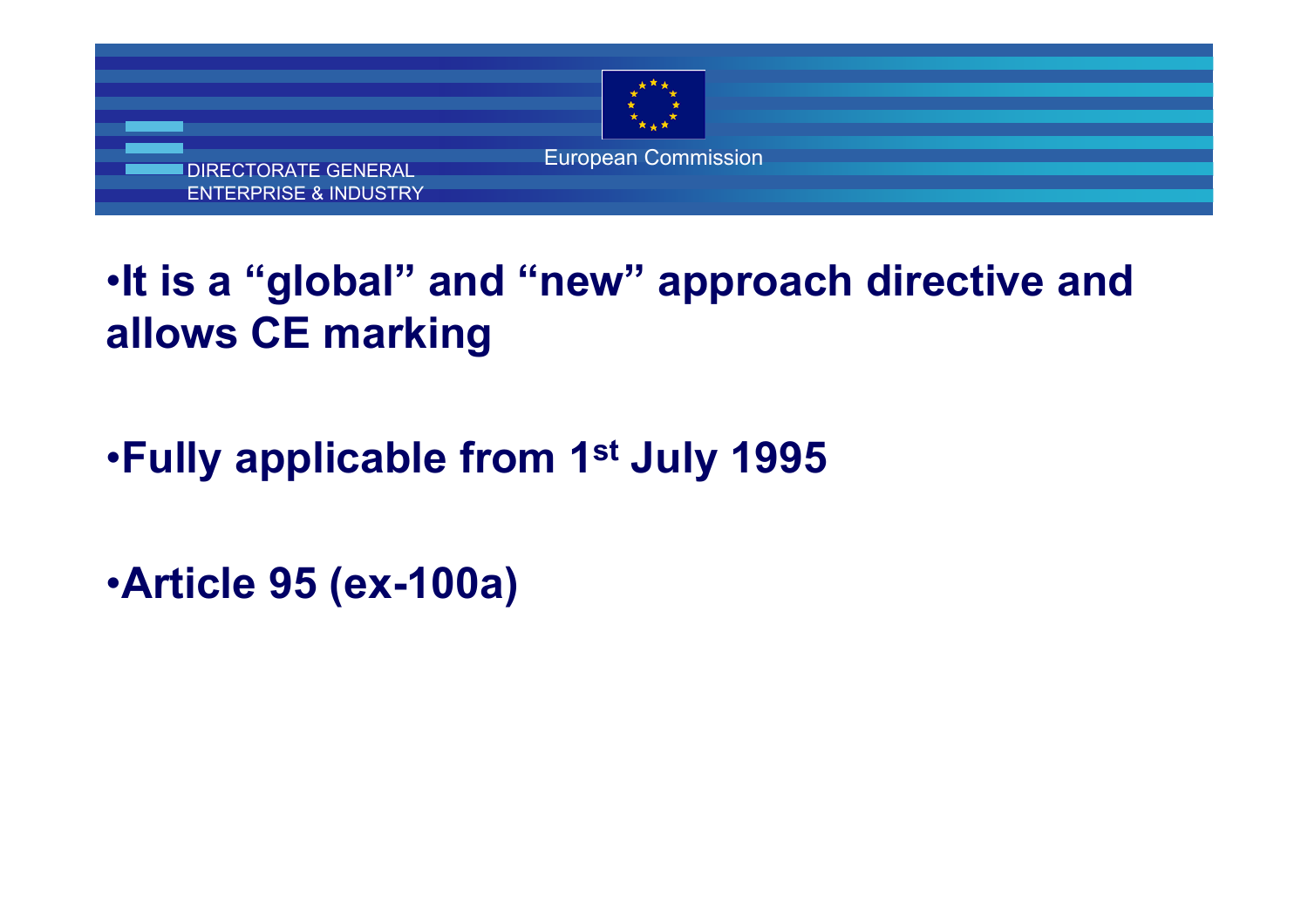- It is a “global” and “new” approach directive and allows CE marking

- Fully applicable from 1st July 1995

- Article 95 (ex-100a)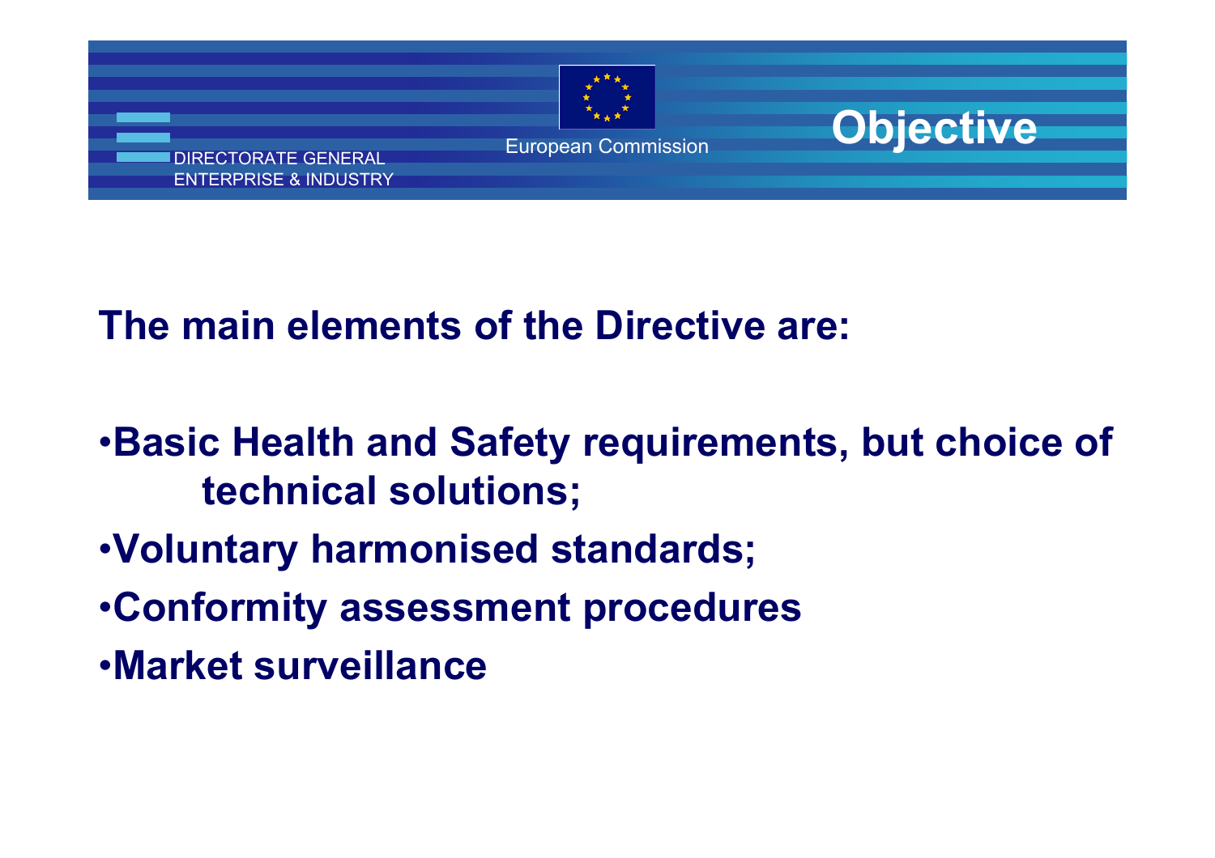# Objective

**The main elements of the Directive are:**

- **Basic Health and Safety requirements, but choice of technical solutions;**
- **Voluntary harmonised standards;**
- **Conformity assessment procedures**
- **Market surveillance**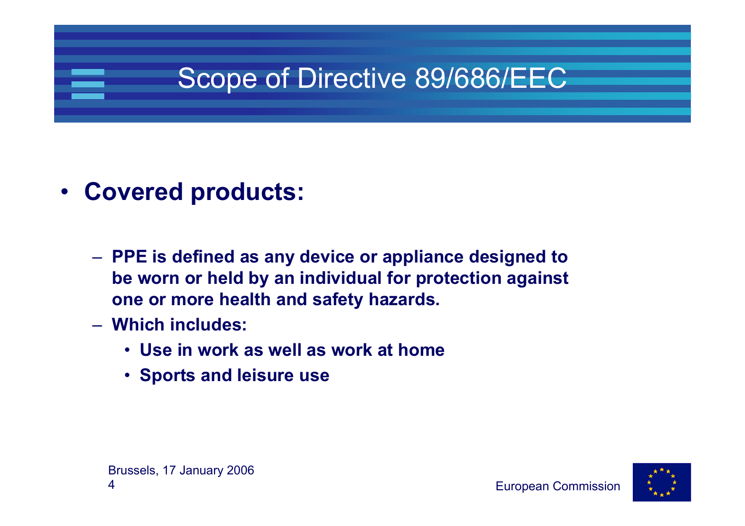# Scope of Directive 89/686/EEC

- **Covered products:**
  - **PPE is defined as any device or appliance designed to be worn or held by an individual for protection against one or more health and safety hazards.**
  - **Which includes:**
    - **Use in work as well as work at home**
    - **Sports and leisure use**

Brussels, 17 January 2006

European Commission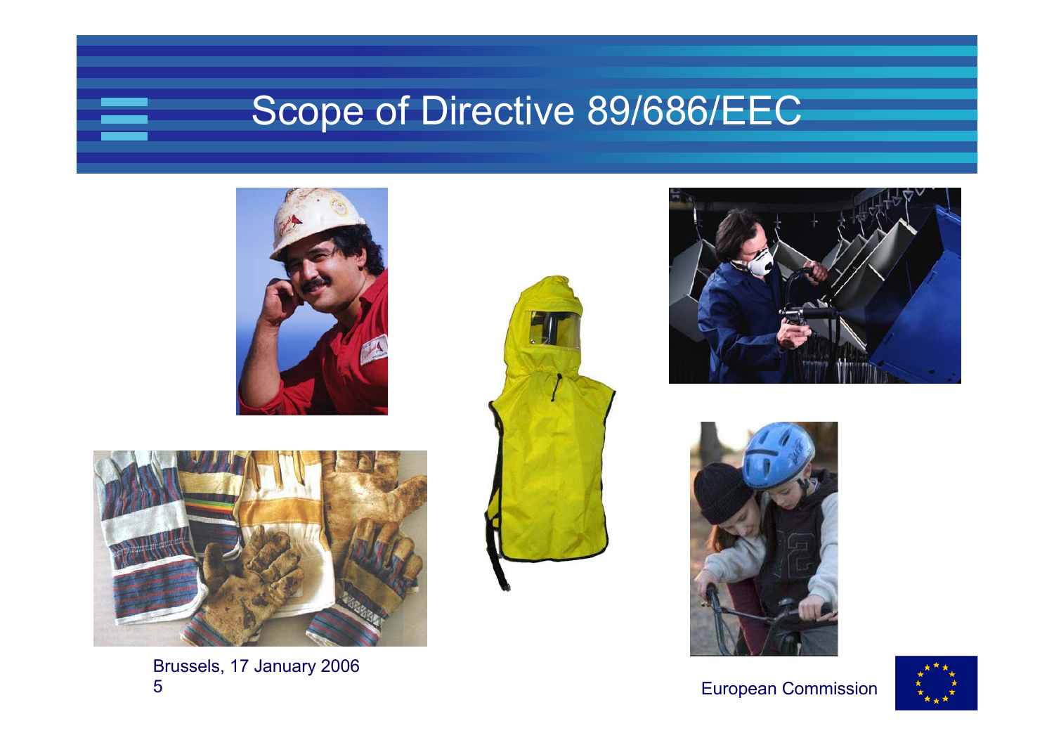# Scope of Directive 89/686/EEC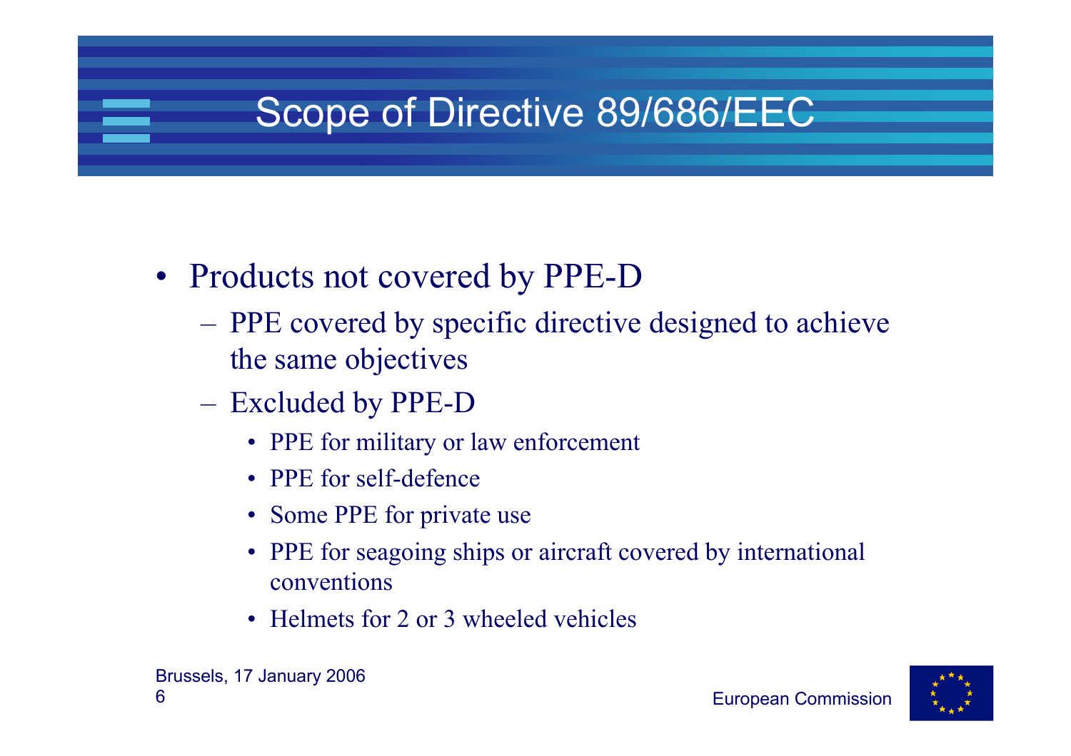# Scope of Directive 89/686/EEC

- Products not covered by PPE-D
  - PPE covered by specific directive designed to achieve the same objectives
  - Excluded by PPE-D
    - PPE for military or law enforcement
    - PPE for self-defence
    - Some PPE for private use
    - PPE for seagoing ships or aircraft covered by international conventions
    - Helmets for 2 or 3 wheeled vehicles

Brussels, 17 January 2006

European Commission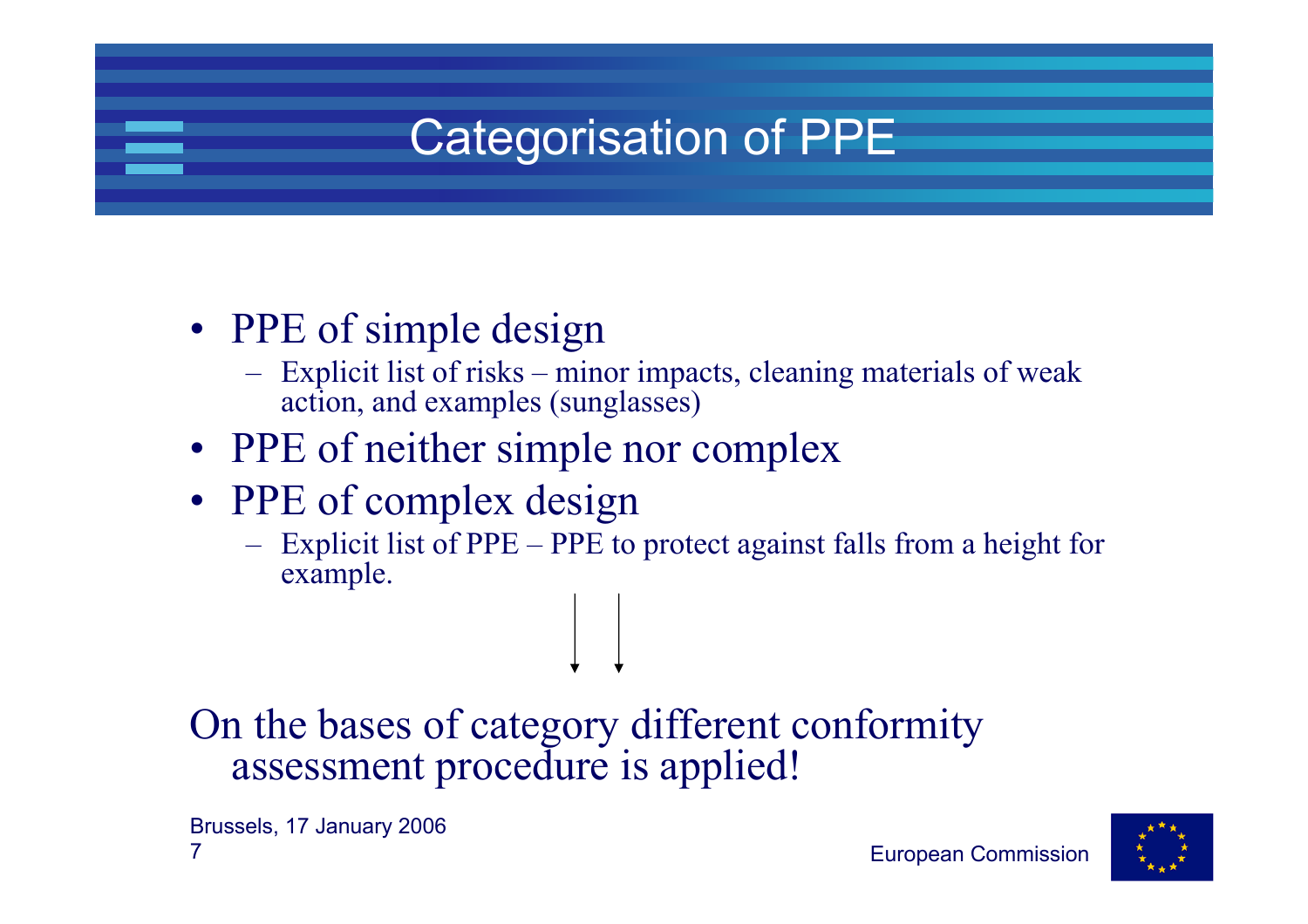# Categorisation of PPE

- PPE of simple design
  - Explicit list of risks – minor impacts, cleaning materials of weak action, and examples (sunglasses)
- PPE of neither simple nor complex
- PPE of complex design
  - Explicit list of PPE – PPE to protect against falls from a height for example.

On the bases of category different conformity assessment procedure is applied!

Brussels, 17 January 2006

European Commission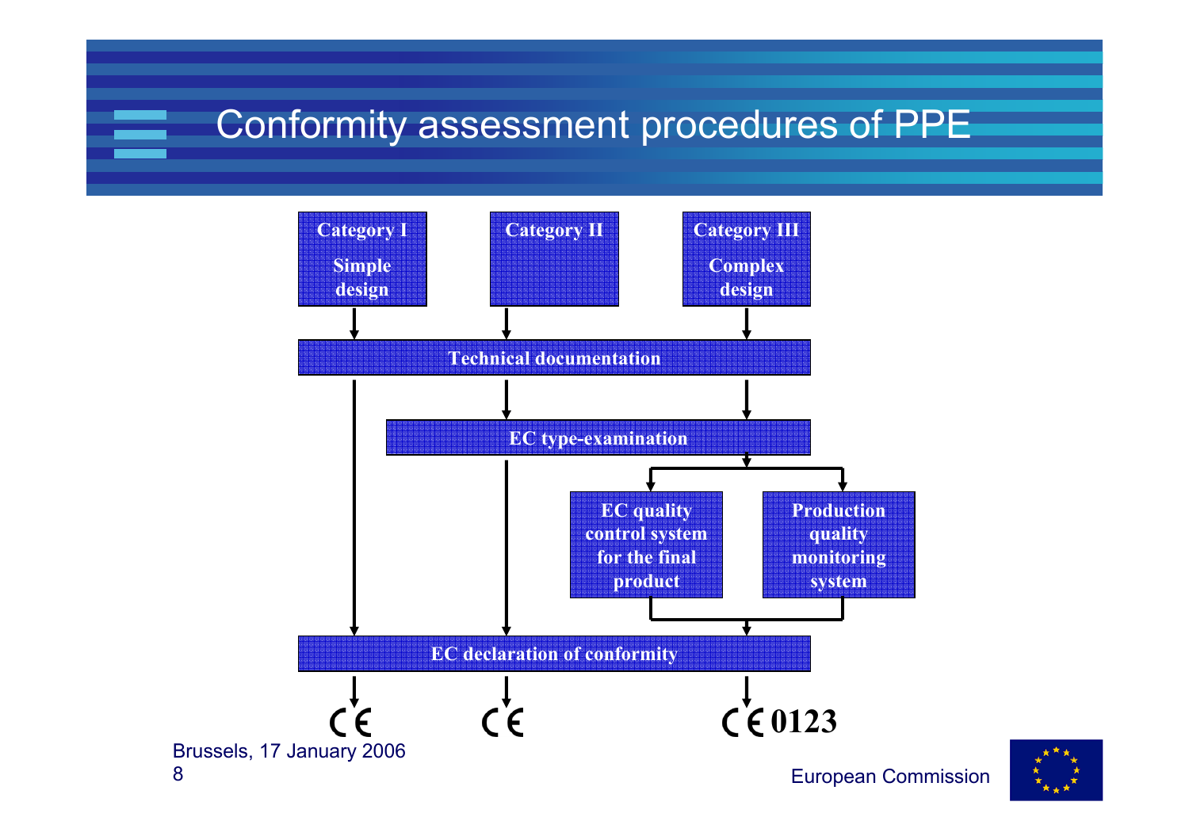# Conformity assessment procedures of PPE

| Category I Simple design | Category II | Category III Complex design |
|---|---|---|
| Technical documentation | Technical documentation | Technical documentation |
| | EC type-examination | EC type-examination |
| | | EC quality control system for the final product / Production quality monitoring system |
| EC declaration of conformity | EC declaration of conformity | EC declaration of conformity |
| CE | CE | CE 0123 |

Brussels, 17 January 2006

European Commission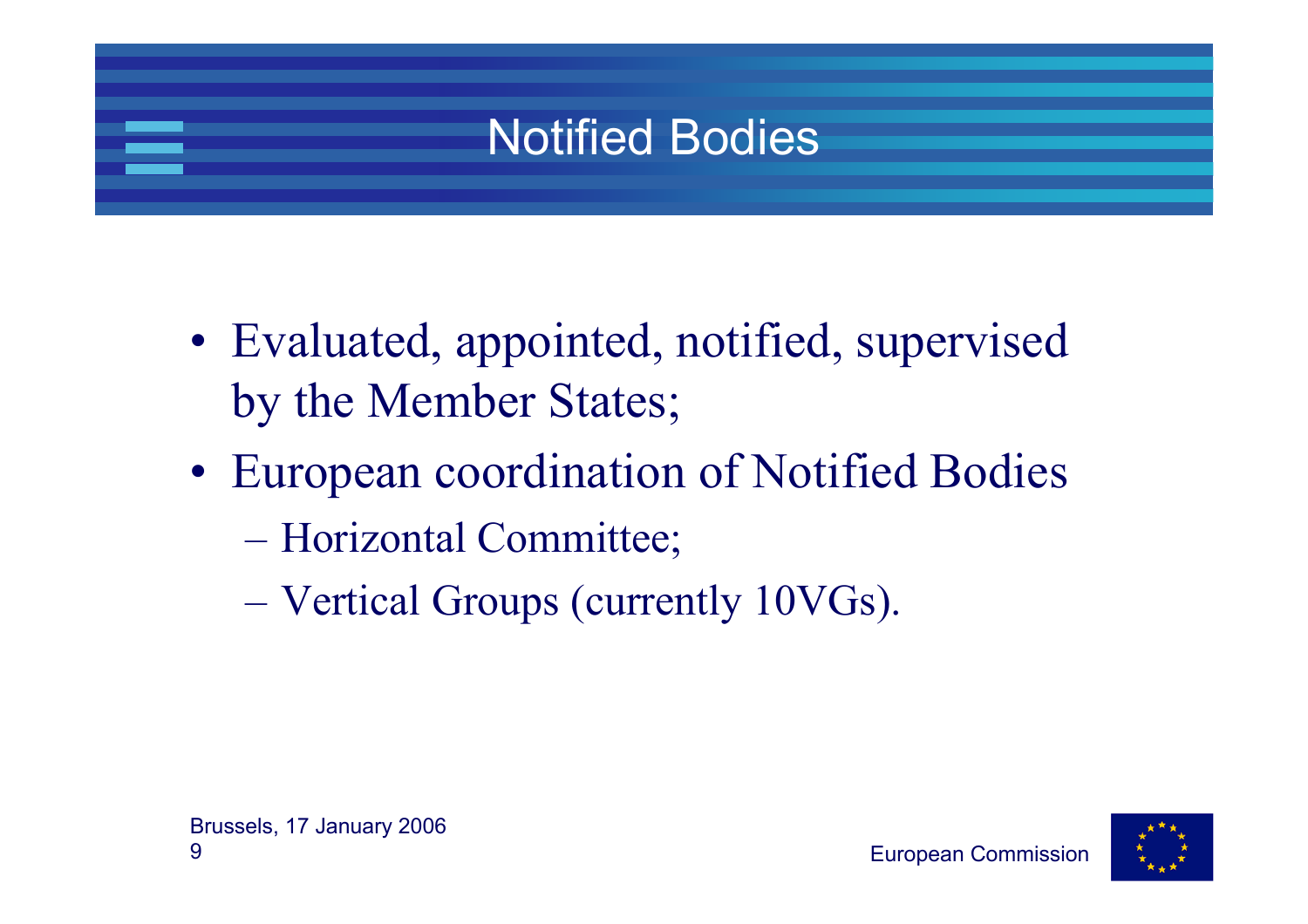# Notified Bodies

- Evaluated, appointed, notified, supervised by the Member States;
- European coordination of Notified Bodies
  - Horizontal Committee;
  - Vertical Groups (currently 10VGs).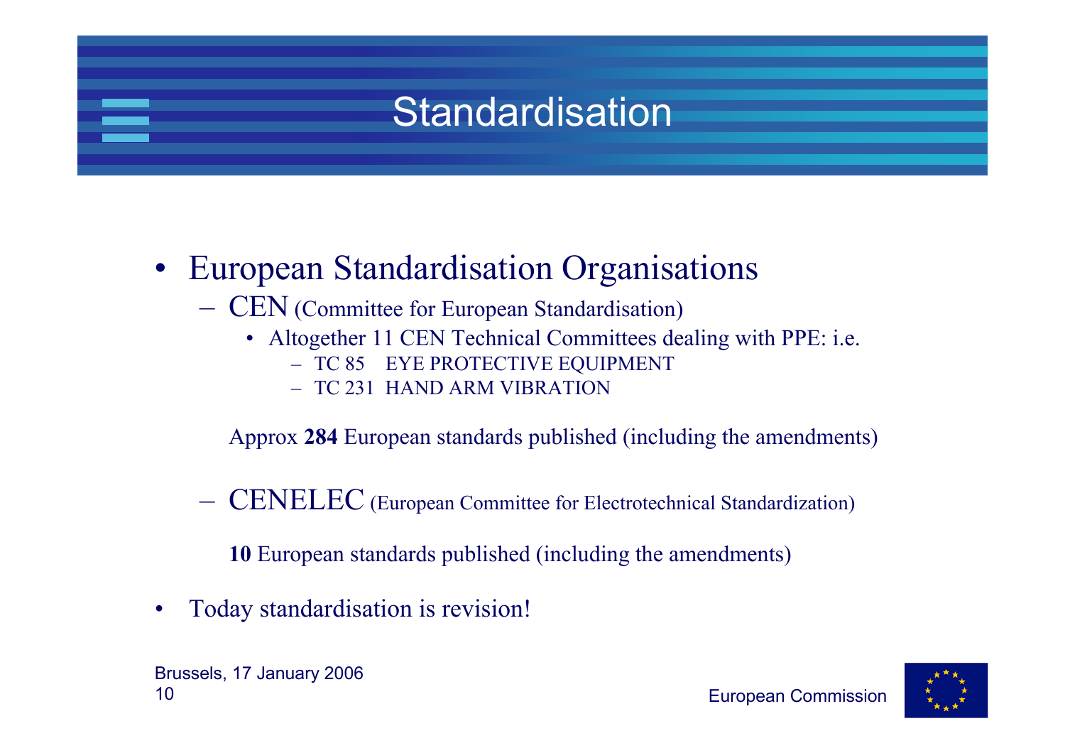# Standardisation

- European Standardisation Organisations
  - CEN (Committee for European Standardisation)
    - Altogether 11 CEN Technical Committees dealing with PPE: i.e.
      - TC 85  EYE PROTECTIVE EQUIPMENT
      - TC 231  HAND ARM VIBRATION

    Approx **284** European standards published (including the amendments)

  - CENELEC (European Committee for Electrotechnical Standardization)

    **10** European standards published (including the amendments)

- Today standardisation is revision!

Brussels, 17 January 2006

European Commission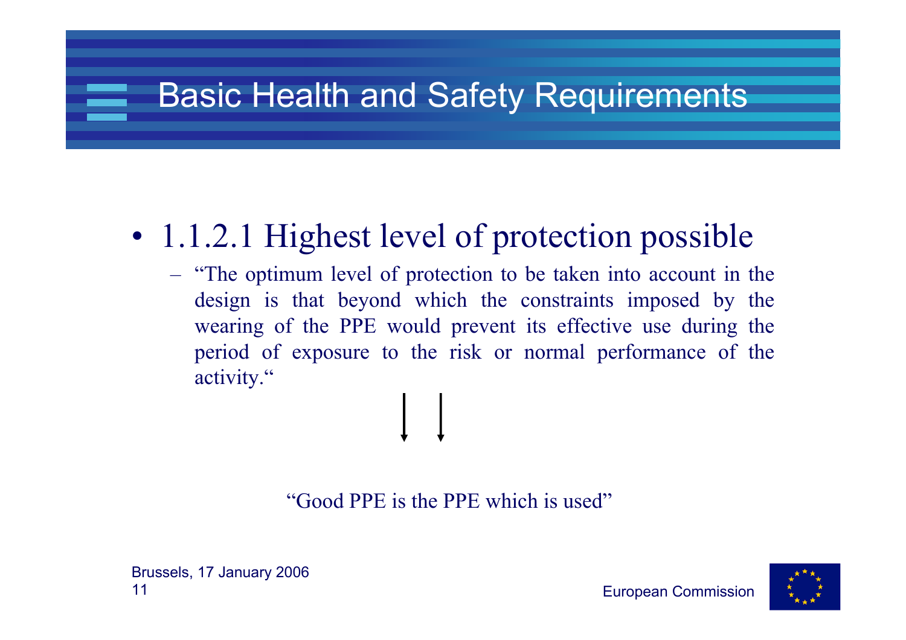# Basic Health and Safety Requirements

- 1.1.2.1 Highest level of protection possible
  - "The optimum level of protection to be taken into account in the design is that beyond which the constraints imposed by the wearing of the PPE would prevent its effective use during the period of exposure to the risk or normal performance of the activity."

"Good PPE is the PPE which is used"

Brussels, 17 January 2006

European Commission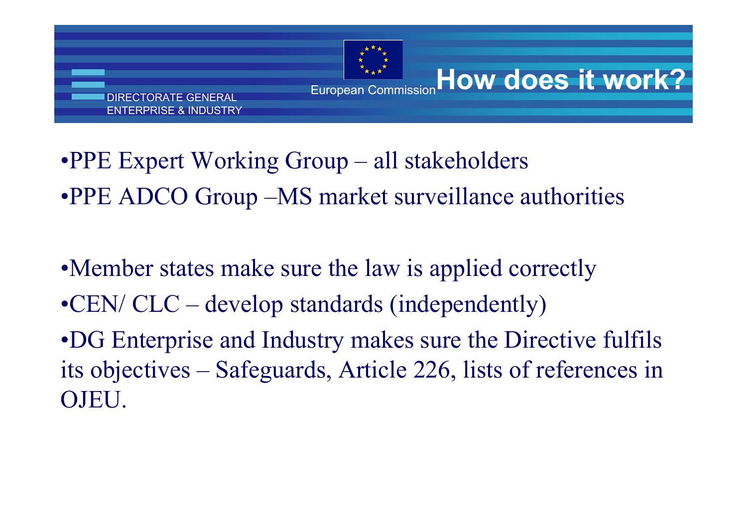# How does it work?

- PPE Expert Working Group – all stakeholders
- PPE ADCO Group –MS market surveillance authorities

- Member states make sure the law is applied correctly
- CEN/ CLC – develop standards (independently)
- DG Enterprise and Industry makes sure the Directive fulfils its objectives – Safeguards, Article 226, lists of references in OJEU.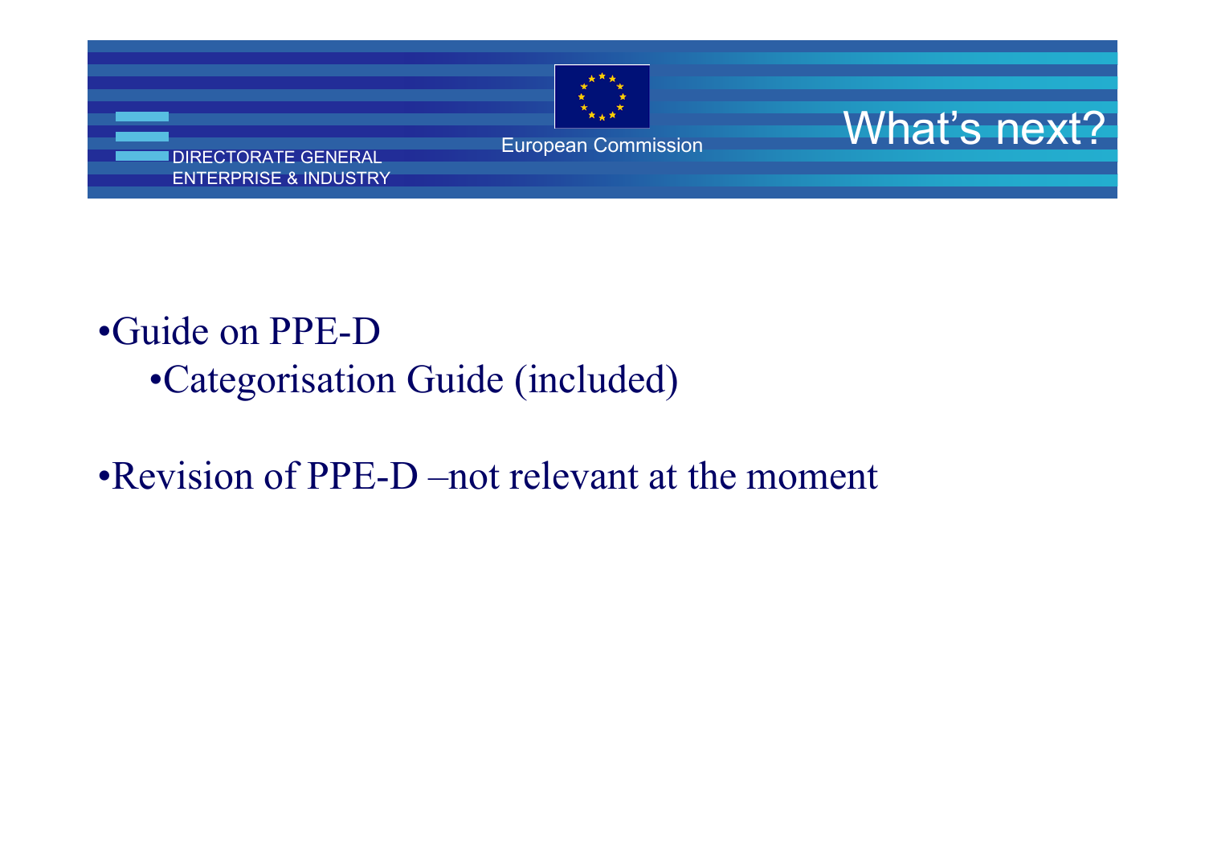# What's next?

- Guide on PPE-D
    - Categorisation Guide (included)

- Revision of PPE-D –not relevant at the moment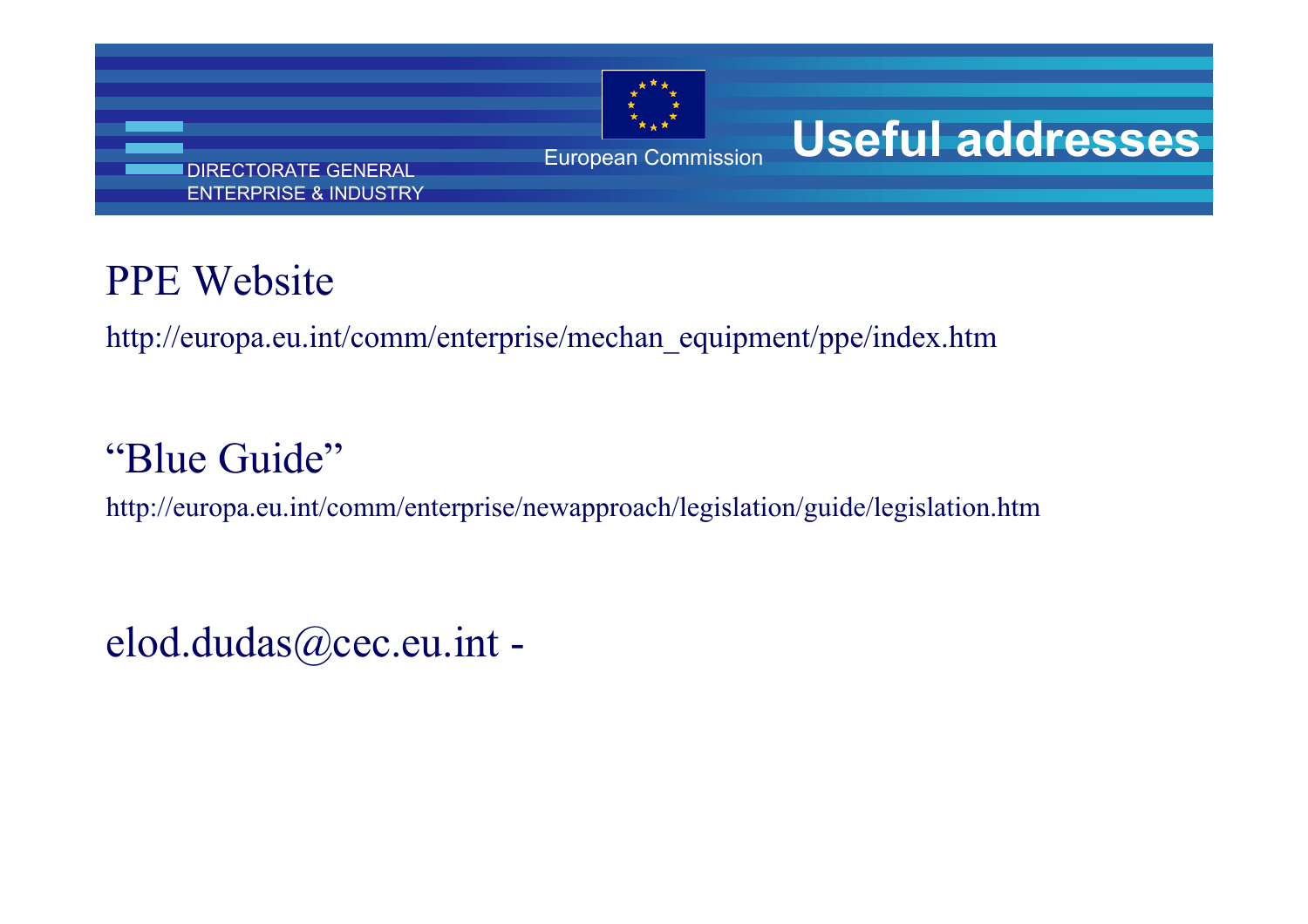DIRECTORATE GENERAL
ENTERPRISE & INDUSTRY

European Commission

# Useful addresses

## PPE Website

http://europa.eu.int/comm/enterprise/mechan_equipment/ppe/index.htm

## "Blue Guide"

http://europa.eu.int/comm/enterprise/newapproach/legislation/guide/legislation.htm

elod.dudas@cec.eu.int -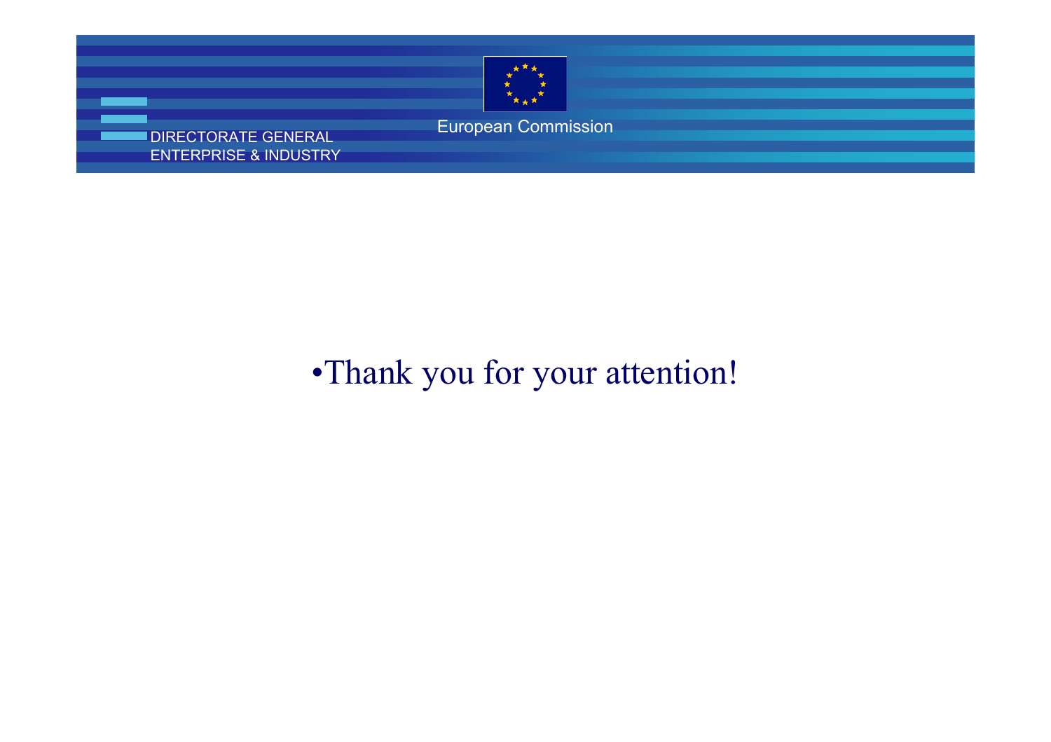DIRECTORATE GENERAL
ENTERPRISE & INDUSTRY

European Commission

- Thank you for your attention!